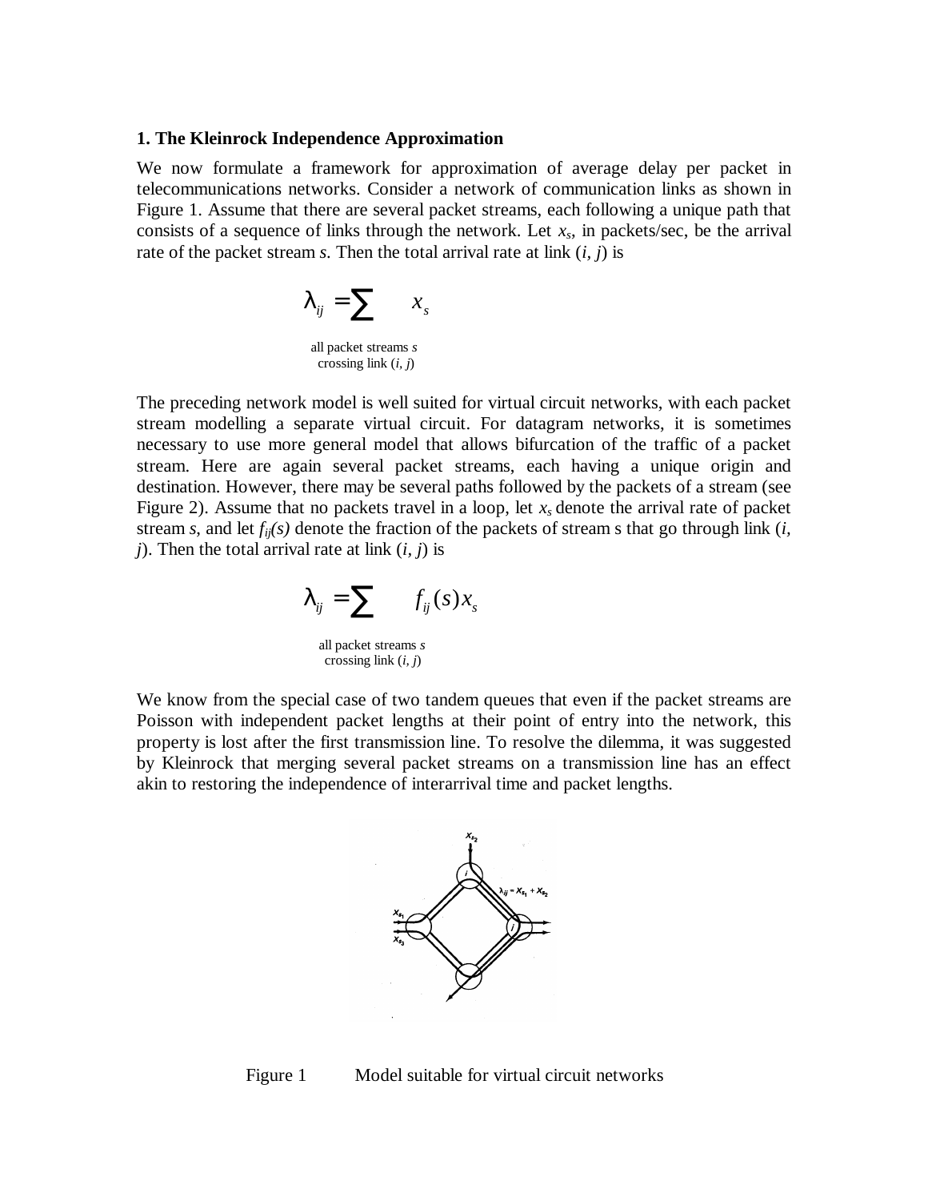### 1. The Kleinrock Independence Approximation

We now formulate a framework for approximation of average delay per packet in telecommunications networks. Consider a network of communication links as shown in Figure 1. Assume that there are several packet streams, each following a unique path that consists of a sequence of links through the network. Let $x_s$, in packets/sec, be the arrival rate of the packet stream *s*. Then the total arrival rate at link (*i, j*) is

$$\lambda_{ij} = \sum_{\substack{\text{all packet streams } s \\ \text{crossing link } (i,\, j)}} x_s$$

The preceding network model is well suited for virtual circuit networks, with each packet stream modelling a separate virtual circuit. For datagram networks, it is sometimes necessary to use more general model that allows bifurcation of the traffic of a packet stream. Here are again several packet streams, each having a unique origin and destination. However, there may be several paths followed by the packets of a stream (see Figure 2). Assume that no packets travel in a loop, let $x_s$ denote the arrival rate of packet stream *s*, and let $f_{ij}(s)$ denote the fraction of the packets of stream s that go through link (*i*, *j*). Then the total arrival rate at link (*i*, *j*) is

$$\lambda_{ij} = \sum_{\substack{\text{all packet streams } s \\ \text{crossing link } (i,\, j)}} f_{ij}(s) x_s$$

We know from the special case of two tandem queues that even if the packet streams are Poisson with independent packet lengths at their point of entry into the network, this property is lost after the first transmission line. To resolve the dilemma, it was suggested by Kleinrock that merging several packet streams on a transmission line has an effect akin to restoring the independence of interarrival time and packet lengths.

Figure 1 Model suitable for virtual circuit networks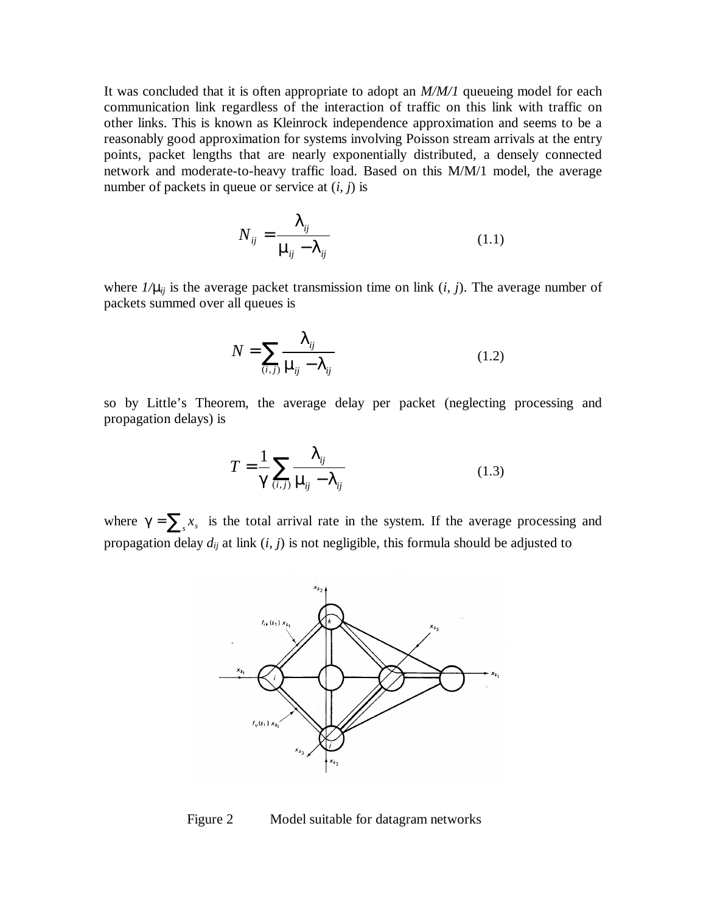It was concluded that it is often appropriate to adopt an *M/M/1* queueing model for each communication link regardless of the interaction of traffic on this link with traffic on other links. This is known as Kleinrock independence approximation and seems to be a reasonably good approximation for systems involving Poisson stream arrivals at the entry points, packet lengths that are nearly exponentially distributed, a densely connected network and moderate-to-heavy traffic load. Based on this M/M/1 model, the average number of packets in queue or service at $(i, j)$ is

$$N_{ij} = \frac{\lambda_{ij}}{\mu_{ij} - \lambda_{ij}} \tag{1.1}$$

where $1/\mu_{ij}$ is the average packet transmission time on link $(i, j)$. The average number of packets summed over all queues is

$$N = \sum_{(i,j)} \frac{\lambda_{ij}}{\mu_{ij} - \lambda_{ij}} \tag{1.2}$$

so by Little's Theorem, the average delay per packet (neglecting processing and propagation delays) is

$$T = \frac{1}{\gamma} \sum_{(i,j)} \frac{\lambda_{ij}}{\mu_{ij} - \lambda_{ij}} \tag{1.3}$$

where $\gamma = \sum_s x_s$ is the total arrival rate in the system. If the average processing and propagation delay $d_{ij}$ at link $(i, j)$ is not negligible, this formula should be adjusted to

Figure 2 Model suitable for datagram networks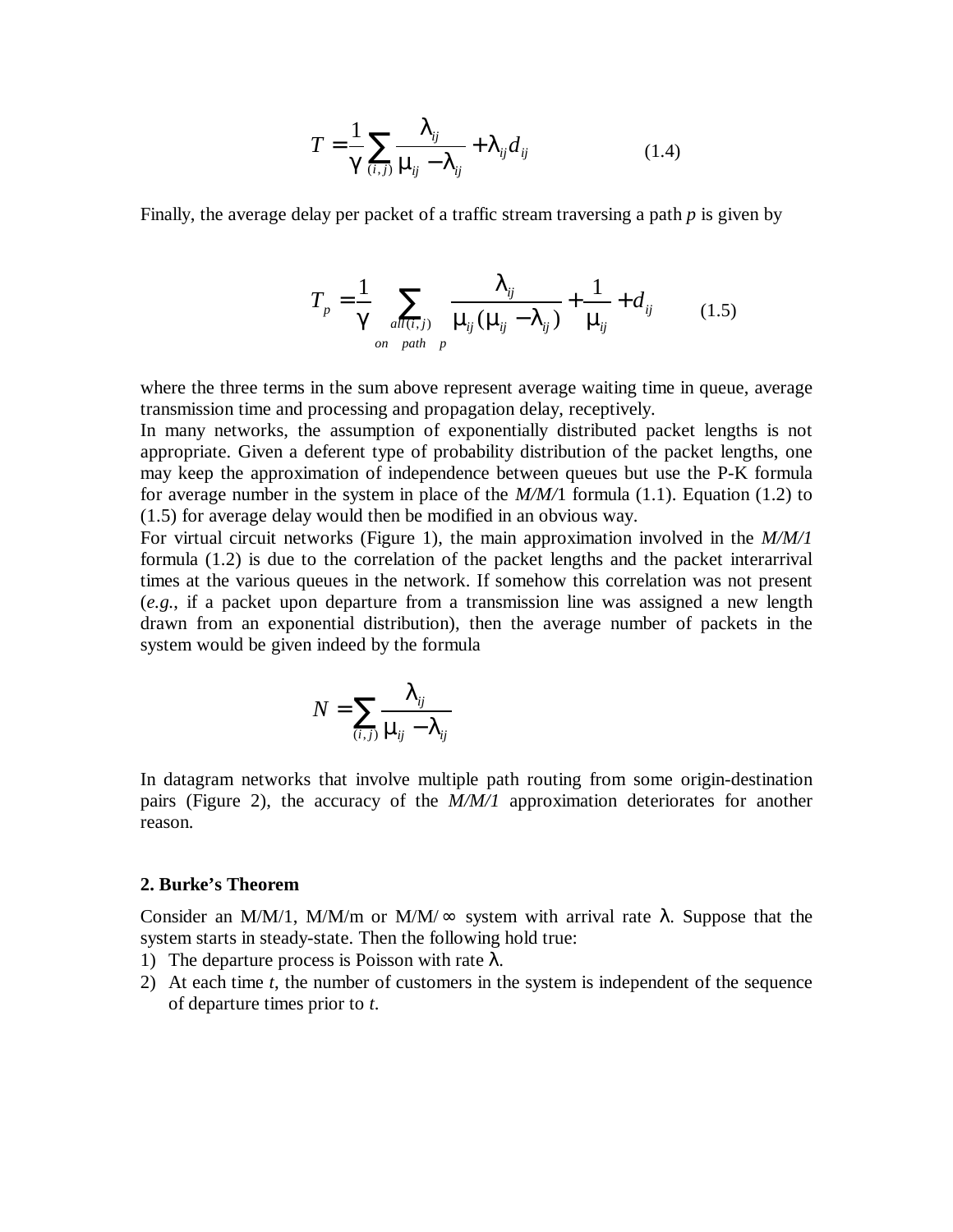$$T = \frac{1}{\gamma} \sum_{(i,j)} \frac{\lambda_{ij}}{\mu_{ij} - \lambda_{ij}} + \lambda_{ij} d_{ij} \qquad (1.4)$$

Finally, the average delay per packet of a traffic stream traversing a path *p* is given by

$$T_p = \frac{1}{\gamma} \sum_{\substack{all\,(i,j) \\ on \quad path \quad p}} \frac{\lambda_{ij}}{\mu_{ij}(\mu_{ij} - \lambda_{ij})} + \frac{1}{\mu_{ij}} + d_{ij} \qquad (1.5)$$

where the three terms in the sum above represent average waiting time in queue, average transmission time and processing and propagation delay, receptively.

In many networks, the assumption of exponentially distributed packet lengths is not appropriate. Given a deferent type of probability distribution of the packet lengths, one may keep the approximation of independence between queues but use the P-K formula for average number in the system in place of the *M/M/*1 formula (1.1). Equation (1.2) to (1.5) for average delay would then be modified in an obvious way.

For virtual circuit networks (Figure 1), the main approximation involved in the *M/M/1* formula (1.2) is due to the correlation of the packet lengths and the packet interarrival times at the various queues in the network. If somehow this correlation was not present (*e.g.*, if a packet upon departure from a transmission line was assigned a new length drawn from an exponential distribution), then the average number of packets in the system would be given indeed by the formula

$$N = \sum_{(i,j)} \frac{\lambda_{ij}}{\mu_{ij} - \lambda_{ij}}$$

In datagram networks that involve multiple path routing from some origin-destination pairs (Figure 2), the accuracy of the *M/M/1* approximation deteriorates for another reason.

## 2. Burke's Theorem

Consider an M/M/1, M/M/m or M/M/$\infty$ system with arrival rate $\lambda$. Suppose that the system starts in steady-state. Then the following hold true:

1) The departure process is Poisson with rate $\lambda$.
2) At each time *t*, the number of customers in the system is independent of the sequence of departure times prior to *t*.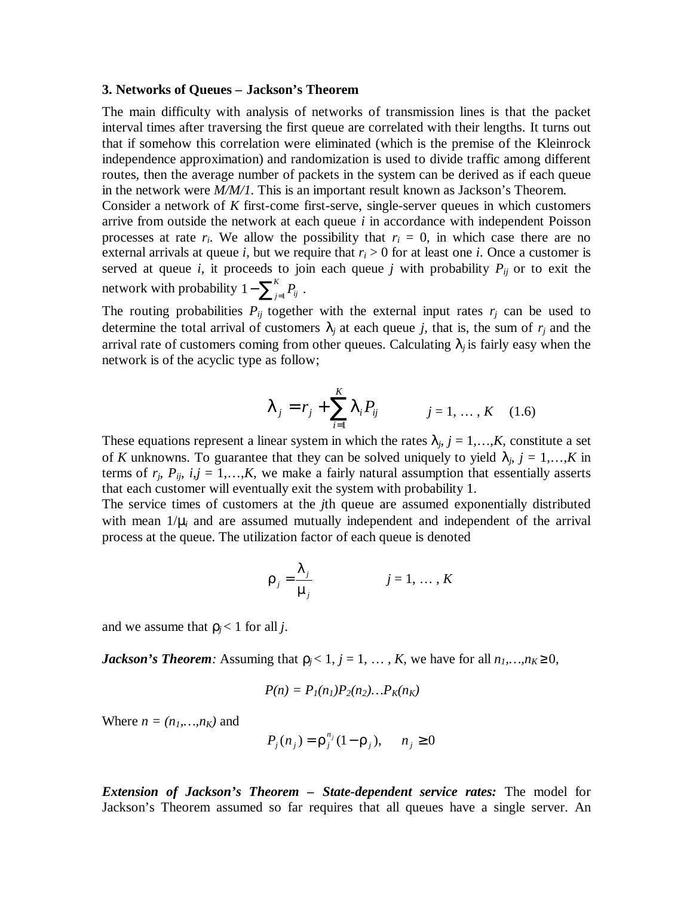### 3. Networks of Queues – Jackson's Theorem

The main difficulty with analysis of networks of transmission lines is that the packet interval times after traversing the first queue are correlated with their lengths. It turns out that if somehow this correlation were eliminated (which is the premise of the Kleinrock independence approximation) and randomization is used to divide traffic among different routes, then the average number of packets in the system can be derived as if each queue in the network were *M/M/1*. This is an important result known as Jackson's Theorem.

Consider a network of $K$ first-come first-serve, single-server queues in which customers arrive from outside the network at each queue $i$ in accordance with independent Poisson processes at rate $r_i$. We allow the possibility that $r_i = 0$, in which case there are no external arrivals at queue $i$, but we require that $r_i > 0$ for at least one $i$. Once a customer is served at queue $i$, it proceeds to join each queue $j$ with probability $P_{ij}$ or to exit the network with probability $1 - \sum_{j=1}^{K} P_{ij}$.

The routing probabilities $P_{ij}$ together with the external input rates $r_j$ can be used to determine the total arrival of customers $\lambda_j$ at each queue $j$, that is, the sum of $r_j$ and the arrival rate of customers coming from other queues. Calculating $\lambda_j$ is fairly easy when the network is of the acyclic type as follow;

$$\lambda_j = r_j + \sum_{i=1}^{K} \lambda_i P_{ij} \qquad j = 1, \dots, K \quad (1.6)$$

These equations represent a linear system in which the rates $\lambda_j$, $j = 1,\dots,K$, constitute a set of $K$ unknowns. To guarantee that they can be solved uniquely to yield $\lambda_j$, $j = 1,\dots,K$ in terms of $r_j$, $P_{ij}$, $i,j = 1,\dots,K$, we make a fairly natural assumption that essentially asserts that each customer will eventually exit the system with probability 1.

The service times of customers at the $j$th queue are assumed exponentially distributed with mean $1/\mu_i$ and are assumed mutually independent and independent of the arrival process at the queue. The utilization factor of each queue is denoted

$$\rho_j = \frac{\lambda_j}{\mu_j} \qquad j = 1, \dots, K$$

and we assume that $\rho_j < 1$ for all $j$.

***Jackson's Theorem****:* Assuming that $\rho_j < 1$, $j = 1, \dots, K$, we have for all $n_1,\dots,n_K \geq 0$,

$$P(n) = P_1(n_1)P_2(n_2)\dots P_K(n_K)$$

Where $n = (n_1,\dots,n_K)$ and

$$P_j(n_j) = \rho_j^{n_j}(1 - \rho_j), \quad n_j \geq 0$$

***Extension of Jackson's Theorem – State-dependent service rates:*** The model for Jackson's Theorem assumed so far requires that all queues have a single server. An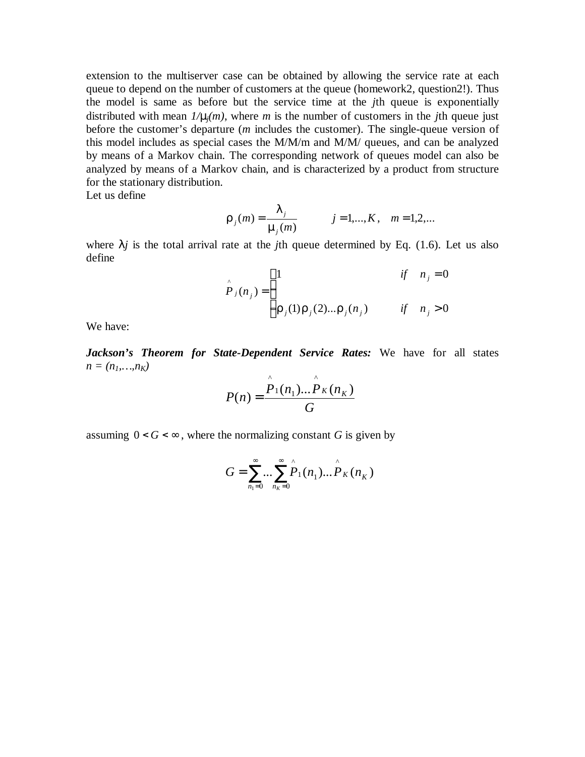extension to the multiserver case can be obtained by allowing the service rate at each queue to depend on the number of customers at the queue (homework2, question2!). Thus the model is same as before but the service time at the *j*th queue is exponentially distributed with mean $1/\mu_j(m)$, where *m* is the number of customers in the *j*th queue just before the customer's departure (*m* includes the customer). The single-queue version of this model includes as special cases the M/M/m and M/M/ queues, and can be analyzed by means of a Markov chain. The corresponding network of queues model can also be analyzed by means of a Markov chain, and is characterized by a product from structure for the stationary distribution.

Let us define

$$\rho_j(m) = \frac{\lambda_j}{\mu_j(m)} \qquad j = 1,...,K, \quad m = 1,2,...$$

where $\lambda j$ is the total arrival rate at the *j*th queue determined by Eq. (1.6). Let us also define

$$\hat{P}_j(n_j) = \begin{cases} 1 & if \quad n_j = 0 \\ \rho_j(1)\rho_j(2)...\rho_j(n_j) & if \quad n_j > 0 \end{cases}$$

We have:

***Jackson's Theorem for State-Dependent Service Rates:*** We have for all states $n = (n_1,…,n_K)$

$$P(n) = \frac{\hat{P}_1(n_1)...\hat{P}_K(n_K)}{G}$$

assuming $0 < G < \infty$, where the normalizing constant *G* is given by

$$G = \sum_{n_1=0}^{\infty} ... \sum_{n_K=0}^{\infty} \hat{P}_1(n_1)...\hat{P}_K(n_K)$$